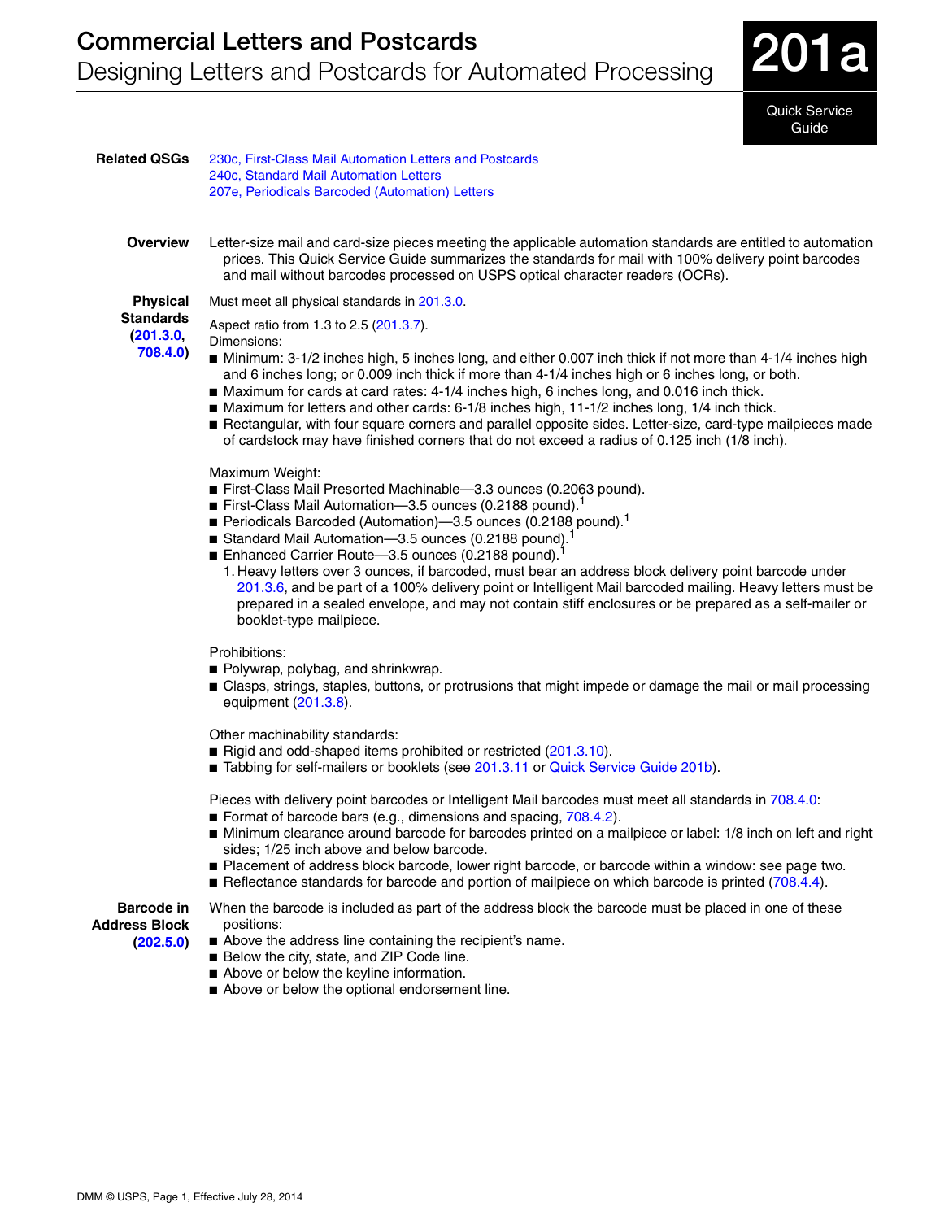# Commercial Letters and Postcards

## Designing Letters and Postcards for Automated Processing

**201a**

Quick Service Guide

**Related QSGs**

230c, First-Class Mail Automation Letters and Postcards
240c, Standard Mail Automation Letters
207e, Periodicals Barcoded (Automation) Letters

**Overview**

Letter-size mail and card-size pieces meeting the applicable automation standards are entitled to automation prices. This Quick Service Guide summarizes the standards for mail with 100% delivery point barcodes and mail without barcodes processed on USPS optical character readers (OCRs).

**Physical Standards (201.3.0, 708.4.0)**

Must meet all physical standards in 201.3.0.

Aspect ratio from 1.3 to 2.5 (201.3.7).
Dimensions:

- Minimum: 3-1/2 inches high, 5 inches long, and either 0.007 inch thick if not more than 4-1/4 inches high and 6 inches long; or 0.009 inch thick if more than 4-1/4 inches high or 6 inches long, or both.
- Maximum for cards at card rates: 4-1/4 inches high, 6 inches long, and 0.016 inch thick.
- Maximum for letters and other cards: 6-1/8 inches high, 11-1/2 inches long, 1/4 inch thick.
- Rectangular, with four square corners and parallel opposite sides. Letter-size, card-type mailpieces made of cardstock may have finished corners that do not exceed a radius of 0.125 inch (1/8 inch).

Maximum Weight:

- First-Class Mail Presorted Machinable—3.3 ounces (0.2063 pound).
- First-Class Mail Automation—3.5 ounces (0.2188 pound).[1]
- Periodicals Barcoded (Automation)—3.5 ounces (0.2188 pound).[1]
- Standard Mail Automation—3.5 ounces (0.2188 pound).[1]
- Enhanced Carrier Route—3.5 ounces (0.2188 pound).[1]

1. Heavy letters over 3 ounces, if barcoded, must bear an address block delivery point barcode under 201.3.6, and be part of a 100% delivery point or Intelligent Mail barcoded mailing. Heavy letters must be prepared in a sealed envelope, and may not contain stiff enclosures or be prepared as a self-mailer or booklet-type mailpiece.

Prohibitions:

- Polywrap, polybag, and shrinkwrap.
- Clasps, strings, staples, buttons, or protrusions that might impede or damage the mail or mail processing equipment (201.3.8).

Other machinability standards:

- Rigid and odd-shaped items prohibited or restricted (201.3.10).
- Tabbing for self-mailers or booklets (see 201.3.11 or Quick Service Guide 201b).

Pieces with delivery point barcodes or Intelligent Mail barcodes must meet all standards in 708.4.0:

- Format of barcode bars (e.g., dimensions and spacing, 708.4.2).
- Minimum clearance around barcode for barcodes printed on a mailpiece or label: 1/8 inch on left and right sides; 1/25 inch above and below barcode.
- Placement of address block barcode, lower right barcode, or barcode within a window: see page two.
- Reflectance standards for barcode and portion of mailpiece on which barcode is printed (708.4.4).

**Barcode in Address Block (202.5.0)**

When the barcode is included as part of the address block the barcode must be placed in one of these positions:

- Above the address line containing the recipient's name.
- Below the city, state, and ZIP Code line.
- Above or below the keyline information.
- Above or below the optional endorsement line.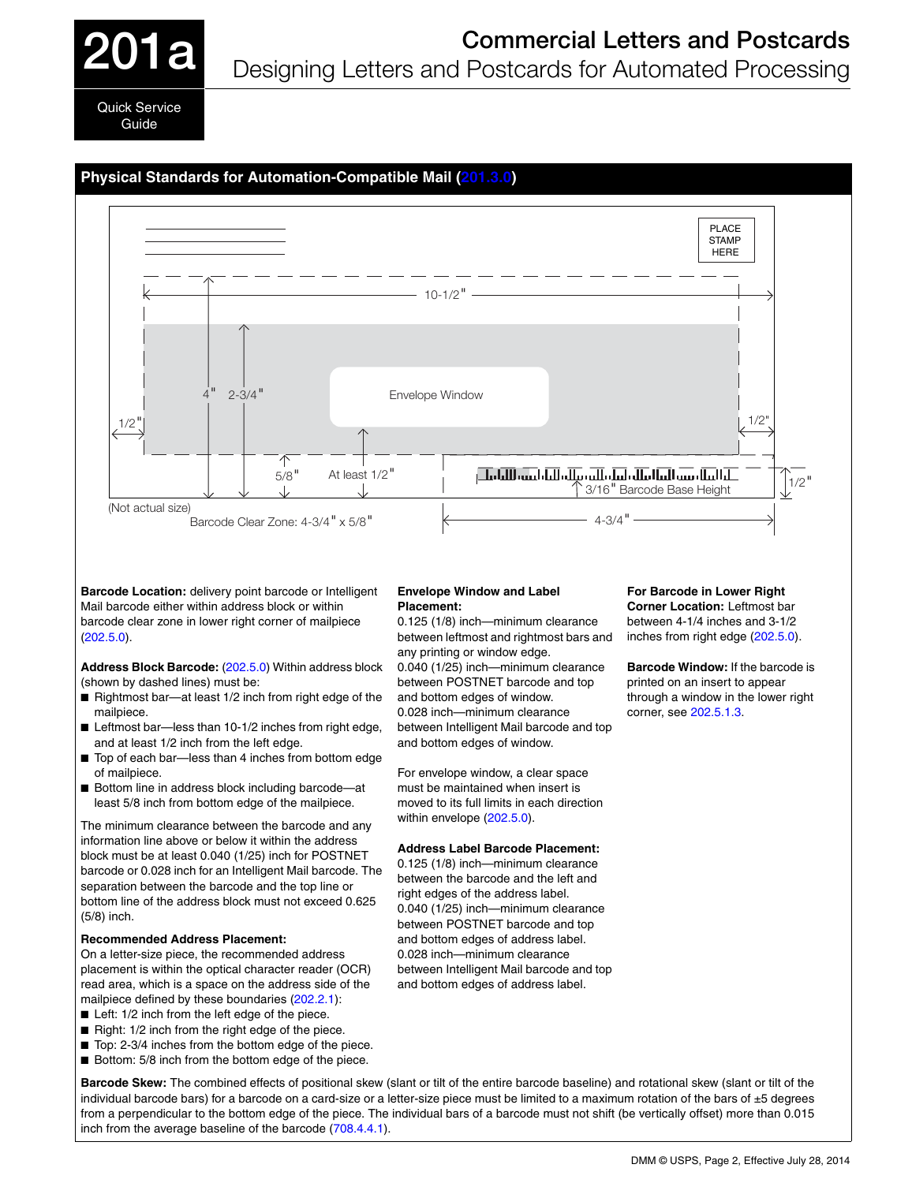# 201a Commercial Letters and Postcards

## Designing Letters and Postcards for Automated Processing

Quick Service Guide

### Physical Standards for Automation-Compatible Mail (201.3.0)

PLACE STAMP HERE

10-1/2"

4"

2-3/4"

Envelope Window

1/2"

1/2"

5/8"

At least 1/2"

3/16" Barcode Base Height

1/2"

(Not actual size)

Barcode Clear Zone: 4-3/4" x 5/8"

4-3/4"

**Barcode Location:** delivery point barcode or Intelligent Mail barcode either within address block or within barcode clear zone in lower right corner of mailpiece (202.5.0).

**Address Block Barcode:** (202.5.0) Within address block (shown by dashed lines) must be:

- Rightmost bar—at least 1/2 inch from right edge of the mailpiece.
- Leftmost bar—less than 10-1/2 inches from right edge, and at least 1/2 inch from the left edge.
- Top of each bar—less than 4 inches from bottom edge of mailpiece.
- Bottom line in address block including barcode—at least 5/8 inch from bottom edge of the mailpiece.

The minimum clearance between the barcode and any information line above or below it within the address block must be at least 0.040 (1/25) inch for POSTNET barcode or 0.028 inch for an Intelligent Mail barcode. The separation between the barcode and the top line or bottom line of the address block must not exceed 0.625 (5/8) inch.

**Recommended Address Placement:**
On a letter-size piece, the recommended address placement is within the optical character reader (OCR) read area, which is a space on the address side of the mailpiece defined by these boundaries (202.2.1):

- Left: 1/2 inch from the left edge of the piece.
- Right: 1/2 inch from the right edge of the piece.
- Top: 2-3/4 inches from the bottom edge of the piece.
- Bottom: 5/8 inch from the bottom edge of the piece.

**Envelope Window and Label Placement:**
0.125 (1/8) inch—minimum clearance between leftmost and rightmost bars and any printing or window edge.
0.040 (1/25) inch—minimum clearance between POSTNET barcode and top and bottom edges of window.
0.028 inch—minimum clearance between Intelligent Mail barcode and top and bottom edges of window.

For envelope window, a clear space must be maintained when insert is moved to its full limits in each direction within envelope (202.5.0).

**Address Label Barcode Placement:**
0.125 (1/8) inch—minimum clearance between the barcode and the left and right edges of the address label.
0.040 (1/25) inch—minimum clearance between POSTNET barcode and top and bottom edges of address label.
0.028 inch—minimum clearance between Intelligent Mail barcode and top and bottom edges of address label.

**For Barcode in Lower Right Corner Location:** Leftmost bar between 4-1/4 inches and 3-1/2 inches from right edge (202.5.0).

**Barcode Window:** If the barcode is printed on an insert to appear through a window in the lower right corner, see 202.5.1.3.

**Barcode Skew:** The combined effects of positional skew (slant or tilt of the entire barcode baseline) and rotational skew (slant or tilt of the individual barcode bars) for a barcode on a card-size or a letter-size piece must be limited to a maximum rotation of the bars of ±5 degrees from a perpendicular to the bottom edge of the piece. The individual bars of a barcode must not shift (be vertically offset) more than 0.015 inch from the average baseline of the barcode (708.4.4.1).